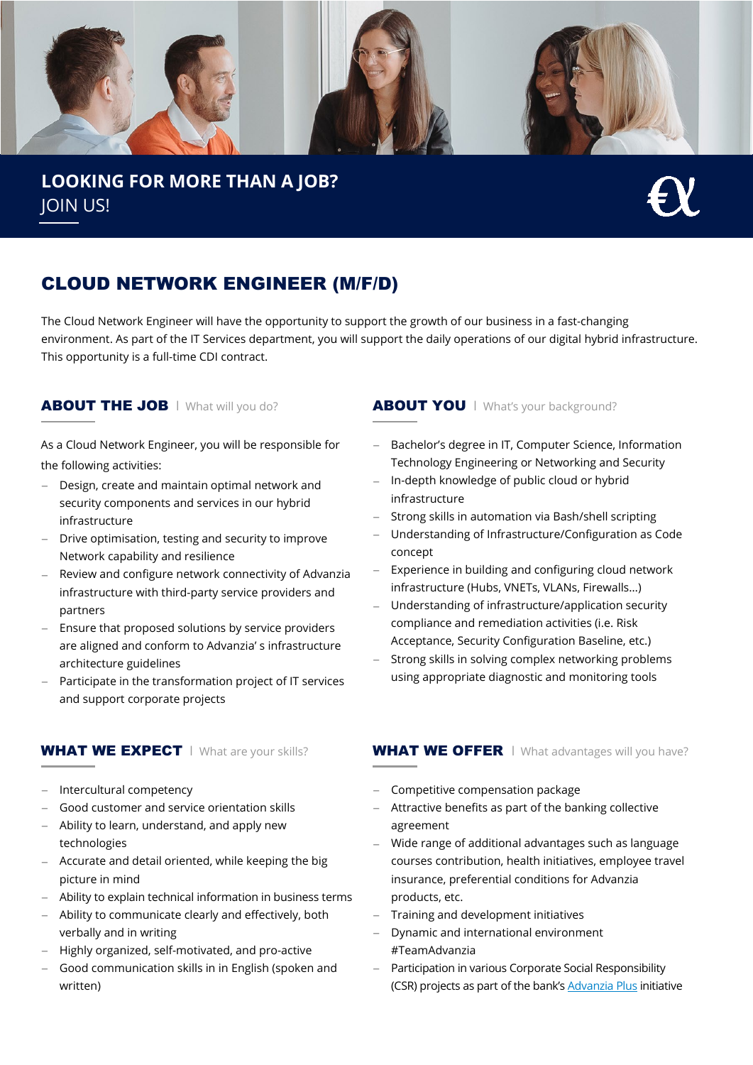**LOOKING FOR MORE THAN A JOB?**
JOIN US!

# CLOUD NETWORK ENGINEER (M/F/D)

The Cloud Network Engineer will have the opportunity to support the growth of our business in a fast-changing environment. As part of the IT Services department, you will support the daily operations of our digital hybrid infrastructure. This opportunity is a full-time CDI contract.

## ABOUT THE JOB | What will you do?

As a Cloud Network Engineer, you will be responsible for the following activities:

- Design, create and maintain optimal network and security components and services in our hybrid infrastructure
- Drive optimisation, testing and security to improve Network capability and resilience
- Review and configure network connectivity of Advanzia infrastructure with third-party service providers and partners
- Ensure that proposed solutions by service providers are aligned and conform to Advanzia' s infrastructure architecture guidelines
- Participate in the transformation project of IT services and support corporate projects

## ABOUT YOU | What's your background?

- Bachelor's degree in IT, Computer Science, Information Technology Engineering or Networking and Security
- In-depth knowledge of public cloud or hybrid infrastructure
- Strong skills in automation via Bash/shell scripting
- Understanding of Infrastructure/Configuration as Code concept
- Experience in building and configuring cloud network infrastructure (Hubs, VNETs, VLANs, Firewalls…)
- Understanding of infrastructure/application security compliance and remediation activities (i.e. Risk Acceptance, Security Configuration Baseline, etc.)
- Strong skills in solving complex networking problems using appropriate diagnostic and monitoring tools

## WHAT WE EXPECT | What are your skills?

- Intercultural competency
- Good customer and service orientation skills
- Ability to learn, understand, and apply new technologies
- Accurate and detail oriented, while keeping the big picture in mind
- Ability to explain technical information in business terms
- Ability to communicate clearly and effectively, both verbally and in writing
- Highly organized, self-motivated, and pro-active
- Good communication skills in in English (spoken and written)

## WHAT WE OFFER | What advantages will you have?

- Competitive compensation package
- Attractive benefits as part of the banking collective agreement
- Wide range of additional advantages such as language courses contribution, health initiatives, employee travel insurance, preferential conditions for Advanzia products, etc.
- Training and development initiatives
- Dynamic and international environment #TeamAdvanzia
- Participation in various Corporate Social Responsibility (CSR) projects as part of the bank's Advanzia Plus initiative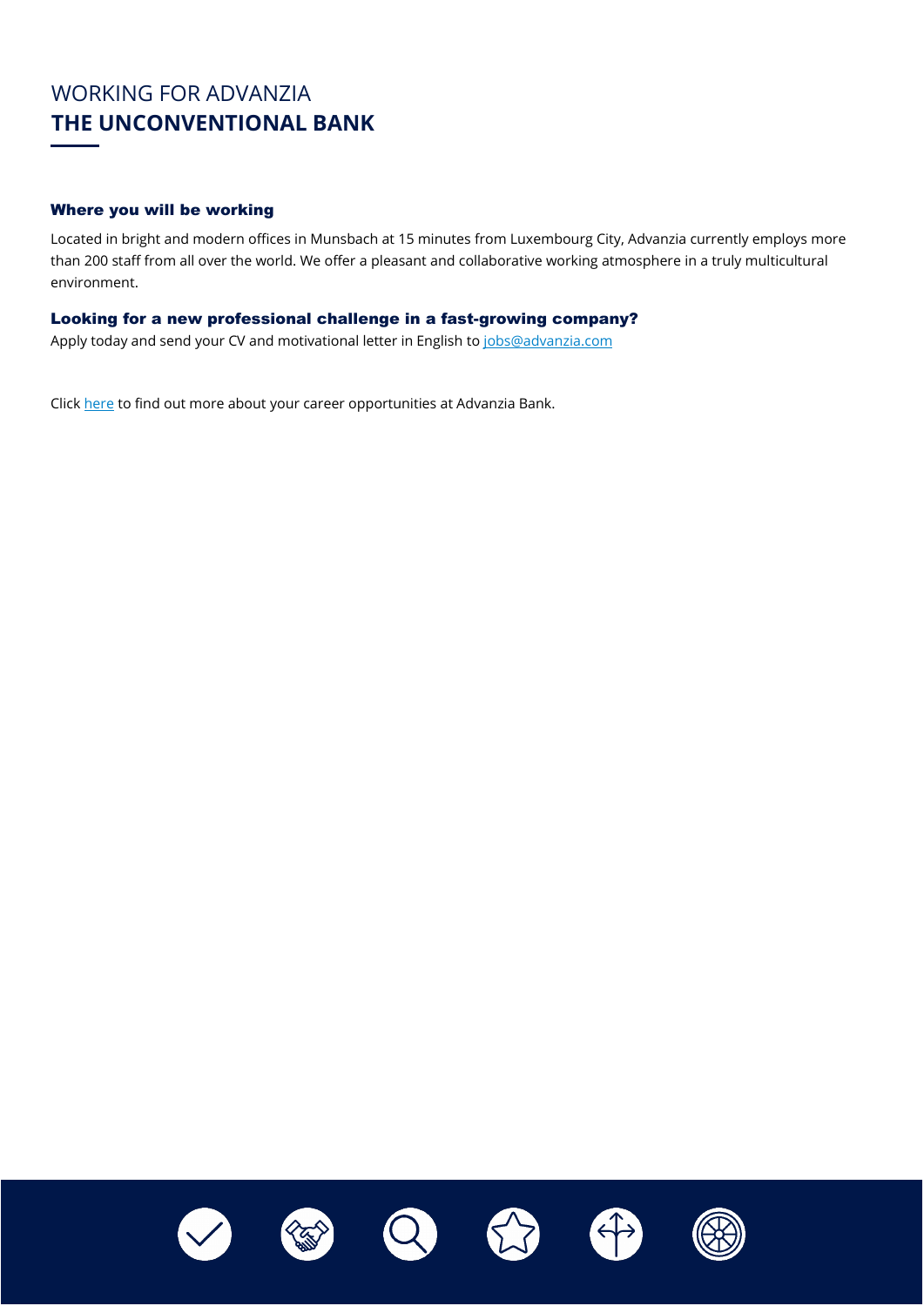# WORKING FOR ADVANZIA
# **THE UNCONVENTIONAL BANK**

### Where you will be working

Located in bright and modern offices in Munsbach at 15 minutes from Luxembourg City, Advanzia currently employs more than 200 staff from all over the world. We offer a pleasant and collaborative working atmosphere in a truly multicultural environment.

### Looking for a new professional challenge in a fast-growing company?

Apply today and send your CV and motivational letter in English to jobs@advanzia.com

Click here to find out more about your career opportunities at Advanzia Bank.